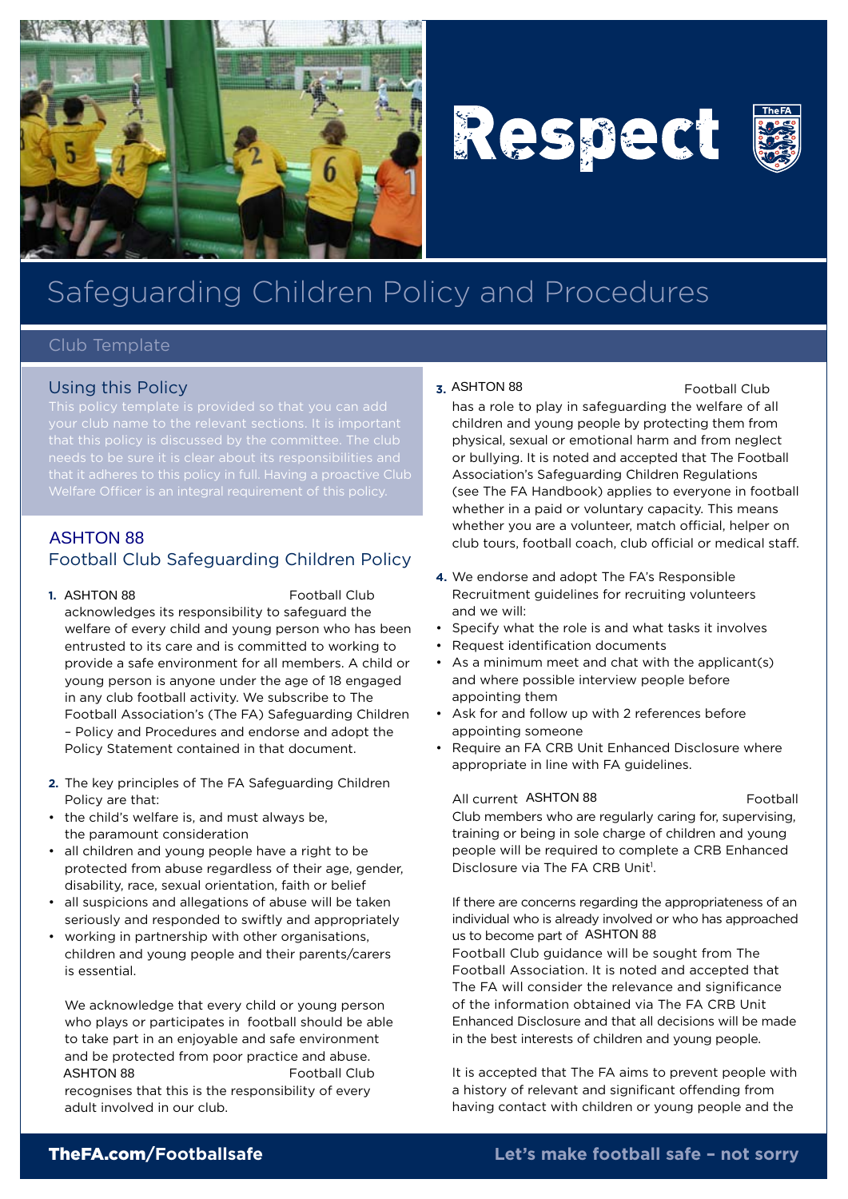# Respect

# Safeguarding Children Policy and Procedures

Club Template

## Using this Policy

This policy template is provided so that you can add your club name to the relevant sections. It is important that this policy is discussed by the committee. The club needs to be sure it is clear about its responsibilities and that it adheres to this policy in full. Having a proactive Club Welfare Officer is an integral requirement of this policy.

## ASHTON 88 Football Club Safeguarding Children Policy

1. ASHTON 88 Football Club acknowledges its responsibility to safeguard the welfare of every child and young person who has been entrusted to its care and is committed to working to provide a safe environment for all members. A child or young person is anyone under the age of 18 engaged in any club football activity. We subscribe to The Football Association's (The FA) Safeguarding Children – Policy and Procedures and endorse and adopt the Policy Statement contained in that document.

2. The key principles of The FA Safeguarding Children Policy are that:

- the child's welfare is, and must always be, the paramount consideration
- all children and young people have a right to be protected from abuse regardless of their age, gender, disability, race, sexual orientation, faith or belief
- all suspicions and allegations of abuse will be taken seriously and responded to swiftly and appropriately
- working in partnership with other organisations, children and young people and their parents/carers is essential.

We acknowledge that every child or young person who plays or participates in football should be able to take part in an enjoyable and safe environment and be protected from poor practice and abuse. ASHTON 88 Football Club recognises that this is the responsibility of every adult involved in our club.

3. ASHTON 88 Football Club has a role to play in safeguarding the welfare of all children and young people by protecting them from physical, sexual or emotional harm and from neglect or bullying. It is noted and accepted that The Football Association's Safeguarding Children Regulations (see The FA Handbook) applies to everyone in football whether in a paid or voluntary capacity. This means whether you are a volunteer, match official, helper on club tours, football coach, club official or medical staff.

4. We endorse and adopt The FA's Responsible Recruitment guidelines for recruiting volunteers and we will:

- Specify what the role is and what tasks it involves
- Request identification documents
- As a minimum meet and chat with the applicant(s) and where possible interview people before appointing them
- Ask for and follow up with 2 references before appointing someone
- Require an FA CRB Unit Enhanced Disclosure where appropriate in line with FA guidelines.

All current ASHTON 88 Football Club members who are regularly caring for, supervising, training or being in sole charge of children and young people will be required to complete a CRB Enhanced Disclosure via The FA CRB Unit[1].

If there are concerns regarding the appropriateness of an individual who is already involved or who has approached us to become part of ASHTON 88 Football Club guidance will be sought from The Football Association. It is noted and accepted that The FA will consider the relevance and significance of the information obtained via The FA CRB Unit Enhanced Disclosure and that all decisions will be made in the best interests of children and young people.

It is accepted that The FA aims to prevent people with a history of relevant and significant offending from having contact with children or young people and the

**TheFA.com/Footballsafe** **Let's make football safe – not sorry**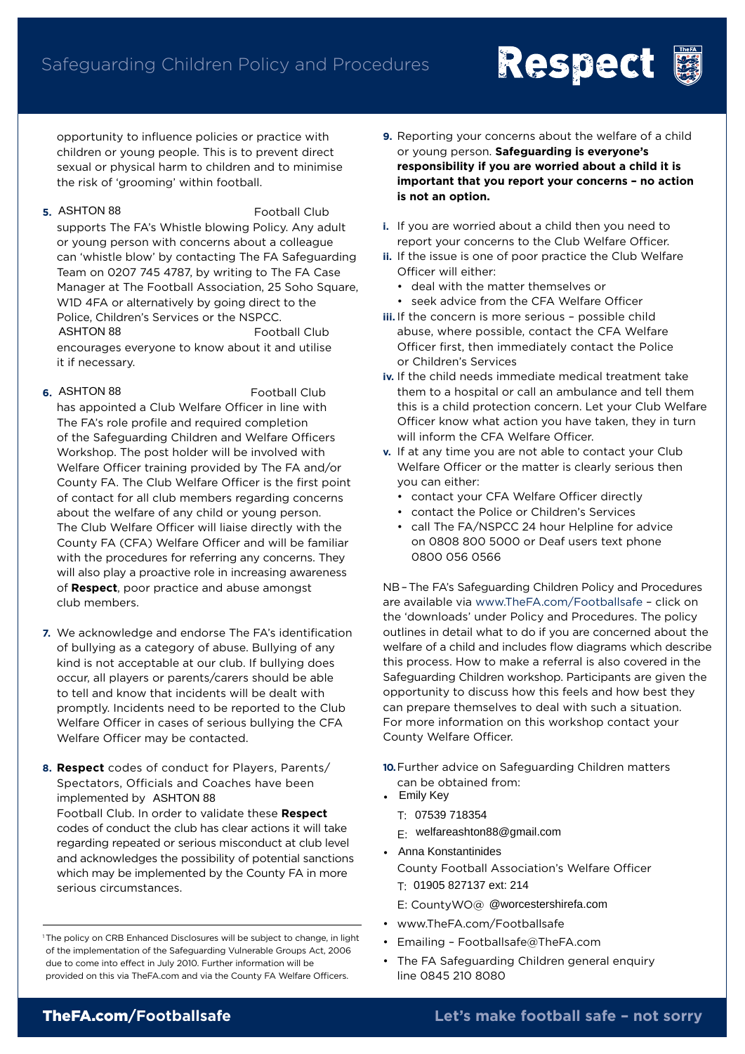opportunity to influence policies or practice with children or young people. This is to prevent direct sexual or physical harm to children and to minimise the risk of 'grooming' within football.

5. ASHTON 88 Football Club supports The FA's Whistle blowing Policy. Any adult or young person with concerns about a colleague can 'whistle blow' by contacting The FA Safeguarding Team on 0207 745 4787, by writing to The FA Case Manager at The Football Association, 25 Soho Square, W1D 4FA or alternatively by going direct to the Police, Children's Services or the NSPCC. ASHTON 88 Football Club encourages everyone to know about it and utilise it if necessary.

6. ASHTON 88 Football Club has appointed a Club Welfare Officer in line with The FA's role profile and required completion of the Safeguarding Children and Welfare Officers Workshop. The post holder will be involved with Welfare Officer training provided by The FA and/or County FA. The Club Welfare Officer is the first point of contact for all club members regarding concerns about the welfare of any child or young person. The Club Welfare Officer will liaise directly with the County FA (CFA) Welfare Officer and will be familiar with the procedures for referring any concerns. They will also play a proactive role in increasing awareness of **Respect**, poor practice and abuse amongst club members.

7. We acknowledge and endorse The FA's identification of bullying as a category of abuse. Bullying of any kind is not acceptable at our club. If bullying does occur, all players or parents/carers should be able to tell and know that incidents will be dealt with promptly. Incidents need to be reported to the Club Welfare Officer in cases of serious bullying the CFA Welfare Officer may be contacted.

8. **Respect** codes of conduct for Players, Parents/Spectators, Officials and Coaches have been implemented by ASHTON 88 Football Club. In order to validate these **Respect** codes of conduct the club has clear actions it will take regarding repeated or serious misconduct at club level and acknowledges the possibility of potential sanctions which may be implemented by the County FA in more serious circumstances.

9. Reporting your concerns about the welfare of a child or young person. **Safeguarding is everyone's responsibility if you are worried about a child it is important that you report your concerns – no action is not an option.**

i. If you are worried about a child then you need to report your concerns to the Club Welfare Officer.

ii. If the issue is one of poor practice the Club Welfare Officer will either:
   - deal with the matter themselves or
   - seek advice from the CFA Welfare Officer

iii. If the concern is more serious – possible child abuse, where possible, contact the CFA Welfare Officer first, then immediately contact the Police or Children's Services

iv. If the child needs immediate medical treatment take them to a hospital or call an ambulance and tell them this is a child protection concern. Let your Club Welfare Officer know what action you have taken, they in turn will inform the CFA Welfare Officer.

v. If at any time you are not able to contact your Club Welfare Officer or the matter is clearly serious then you can either:
   - contact your CFA Welfare Officer directly
   - contact the Police or Children's Services
   - call The FA/NSPCC 24 hour Helpline for advice on 0808 800 5000 or Deaf users text phone 0800 056 0566

NB – The FA's Safeguarding Children Policy and Procedures are available via www.TheFA.com/Footballsafe – click on the 'downloads' under Policy and Procedures. The policy outlines in detail what to do if you are concerned about the welfare of a child and includes flow diagrams which describe this process. How to make a referral is also covered in the Safeguarding Children workshop. Participants are given the opportunity to discuss how this feels and how best they can prepare themselves to deal with such a situation. For more information on this workshop contact your County Welfare Officer.

10. Further advice on Safeguarding Children matters can be obtained from:

- Emily Key
  T: 07539 718354
  E: welfareashton88@gmail.com
- Anna Konstantinides
  County Football Association's Welfare Officer
  T: 01905 827137 ext: 214
  E: CountyWO@ @worcestershirefa.com
- www.TheFA.com/Footballsafe
- Emailing – Footballsafe@TheFA.com
- The FA Safeguarding Children general enquiry line 0845 210 8080

[1] The policy on CRB Enhanced Disclosures will be subject to change, in light of the implementation of the Safeguarding Vulnerable Groups Act, 2006 due to come into effect in July 2010. Further information will be provided on this via TheFA.com and via the County FA Welfare Officers.